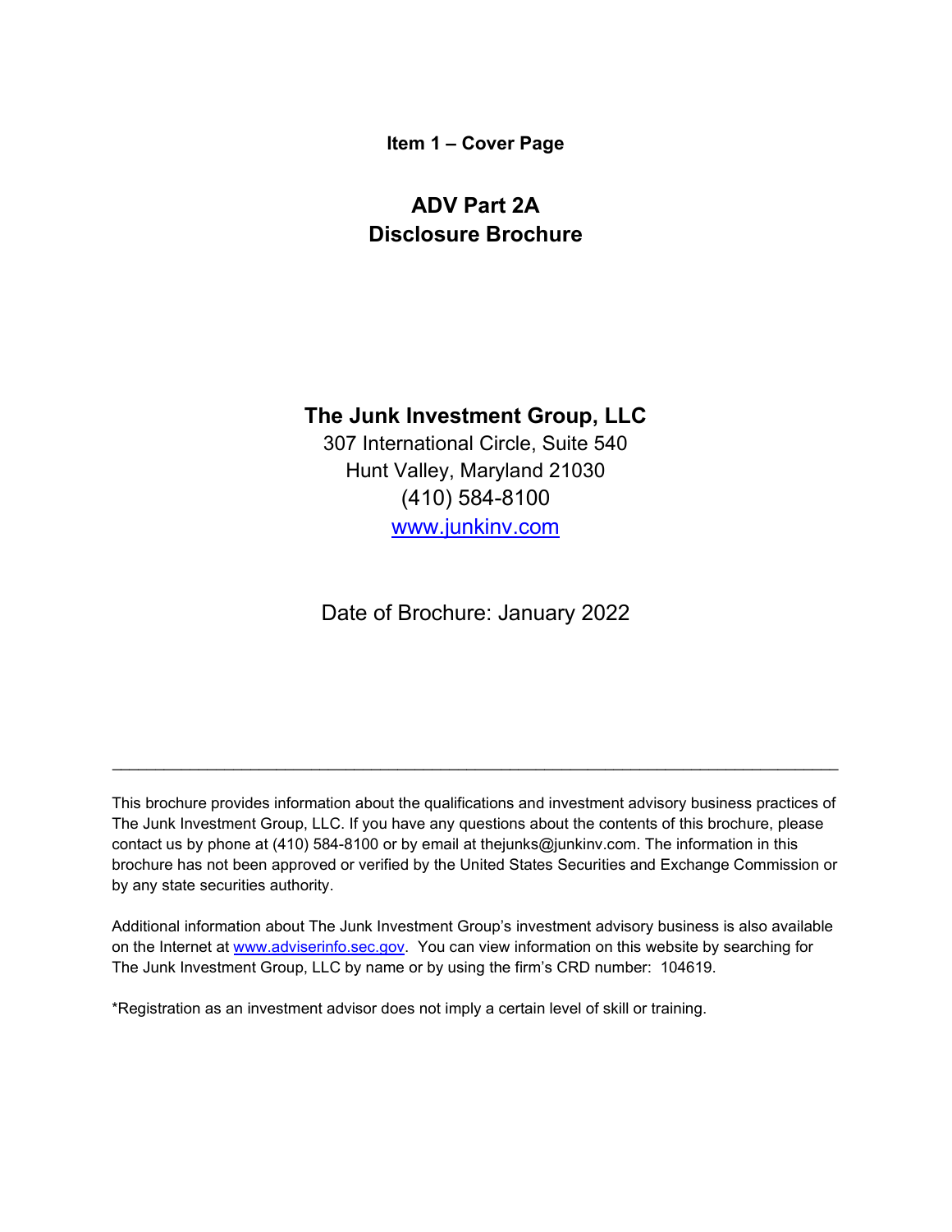**Item 1 – Cover Page**

# ADV Part 2A
# Disclosure Brochure

## The Junk Investment Group, LLC

307 International Circle, Suite 540
Hunt Valley, Maryland 21030
(410) 584-8100
[www.junkinv.com](http://www.junkinv.com)

Date of Brochure: January 2022

---

This brochure provides information about the qualifications and investment advisory business practices of The Junk Investment Group, LLC. If you have any questions about the contents of this brochure, please contact us by phone at (410) 584-8100 or by email at thejunks@junkinv.com. The information in this brochure has not been approved or verified by the United States Securities and Exchange Commission or by any state securities authority.

Additional information about The Junk Investment Group's investment advisory business is also available on the Internet at [www.adviserinfo.sec.gov](http://www.adviserinfo.sec.gov). You can view information on this website by searching for The Junk Investment Group, LLC by name or by using the firm's CRD number: 104619.

*Registration as an investment advisor does not imply a certain level of skill or training.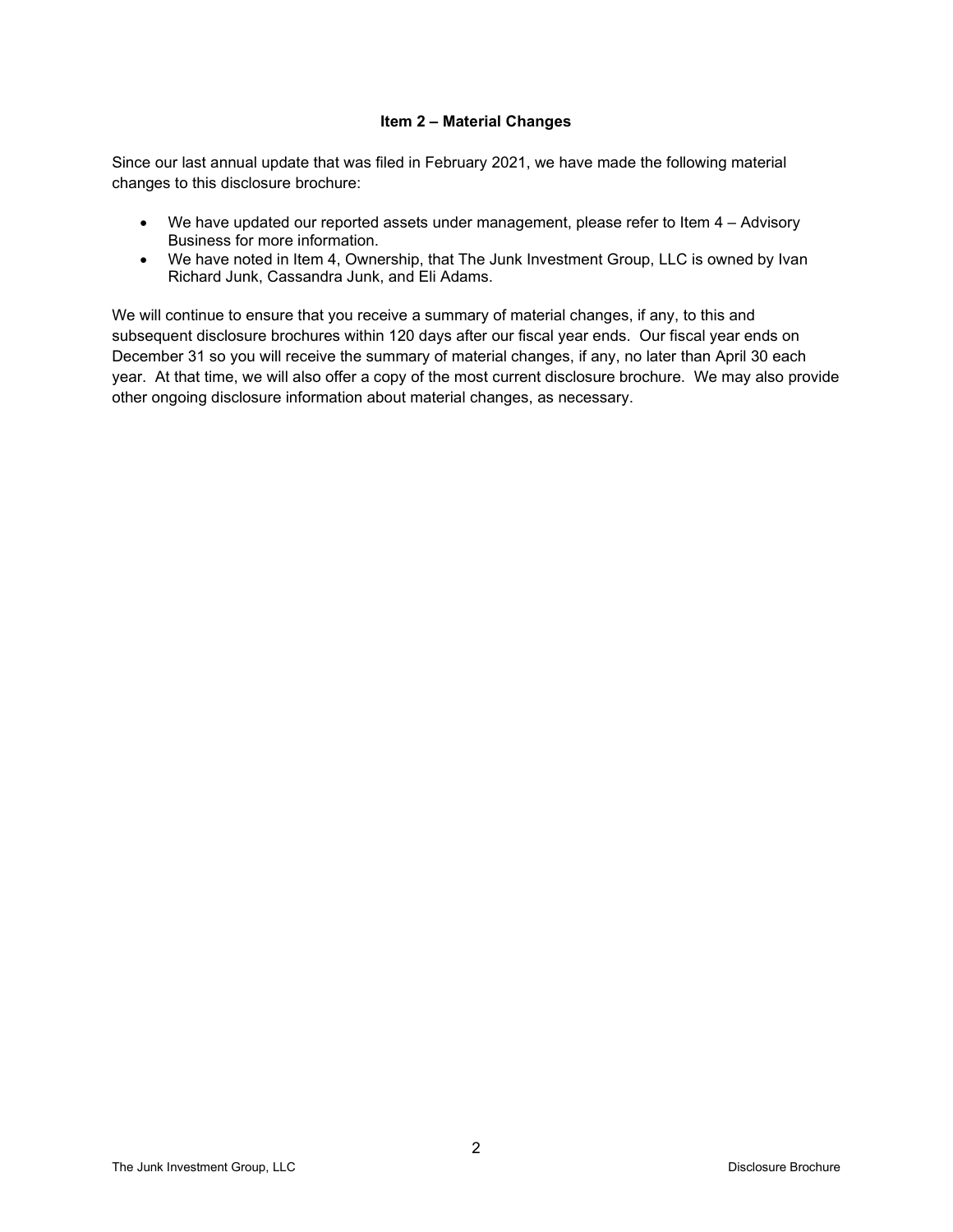## Item 2 – Material Changes

Since our last annual update that was filed in February 2021, we have made the following material changes to this disclosure brochure:

- We have updated our reported assets under management, please refer to Item 4 – Advisory Business for more information.
- We have noted in Item 4, Ownership, that The Junk Investment Group, LLC is owned by Ivan Richard Junk, Cassandra Junk, and Eli Adams.

We will continue to ensure that you receive a summary of material changes, if any, to this and subsequent disclosure brochures within 120 days after our fiscal year ends. Our fiscal year ends on December 31 so you will receive the summary of material changes, if any, no later than April 30 each year. At that time, we will also offer a copy of the most current disclosure brochure. We may also provide other ongoing disclosure information about material changes, as necessary.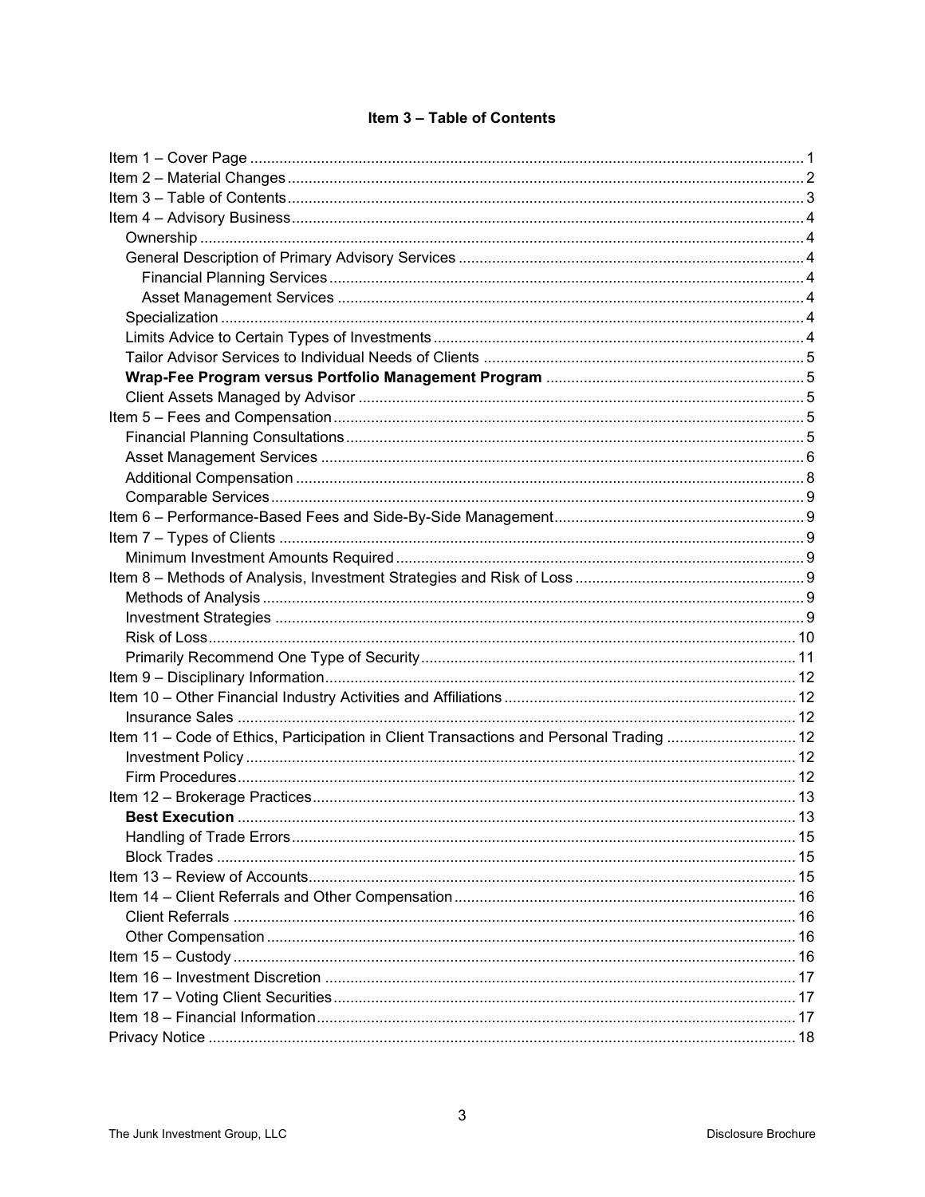## Item 3 – Table of Contents

Item 1 – Cover Page ... 1
Item 2 – Material Changes ... 2
Item 3 – Table of Contents ... 3
Item 4 – Advisory Business ... 4
- Ownership ... 4
- General Description of Primary Advisory Services ... 4
  - Financial Planning Services ... 4
  - Asset Management Services ... 4
- Specialization ... 4
- Limits Advice to Certain Types of Investments ... 4
- Tailor Advisor Services to Individual Needs of Clients ... 5
- **Wrap-Fee Program versus Portfolio Management Program** ... 5
- Client Assets Managed by Advisor ... 5

Item 5 – Fees and Compensation ... 5
- Financial Planning Consultations ... 5
- Asset Management Services ... 6
- Additional Compensation ... 8
- Comparable Services ... 9

Item 6 – Performance-Based Fees and Side-By-Side Management ... 9
Item 7 – Types of Clients ... 9
- Minimum Investment Amounts Required ... 9

Item 8 – Methods of Analysis, Investment Strategies and Risk of Loss ... 9
- Methods of Analysis ... 9
- Investment Strategies ... 9
- Risk of Loss ... 10
- Primarily Recommend One Type of Security ... 11

Item 9 – Disciplinary Information ... 12
Item 10 – Other Financial Industry Activities and Affiliations ... 12
- Insurance Sales ... 12

Item 11 – Code of Ethics, Participation in Client Transactions and Personal Trading ... 12
- Investment Policy ... 12
- Firm Procedures ... 12

Item 12 – Brokerage Practices ... 13
- **Best Execution** ... 13
- Handling of Trade Errors ... 15
- Block Trades ... 15

Item 13 – Review of Accounts ... 15
Item 14 – Client Referrals and Other Compensation ... 16
- Client Referrals ... 16
- Other Compensation ... 16

Item 15 – Custody ... 16
Item 16 – Investment Discretion ... 17
Item 17 – Voting Client Securities ... 17
Item 18 – Financial Information ... 17
Privacy Notice ... 18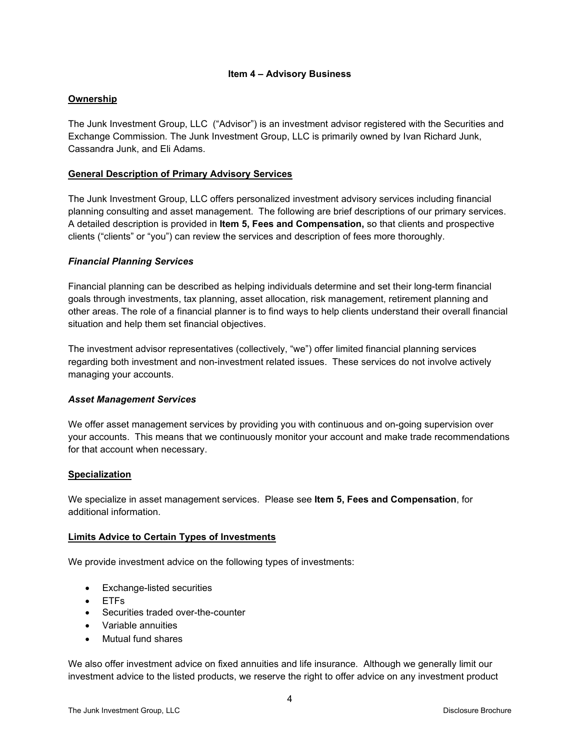## Item 4 – Advisory Business

### Ownership

The Junk Investment Group, LLC ("Advisor") is an investment advisor registered with the Securities and Exchange Commission. The Junk Investment Group, LLC is primarily owned by Ivan Richard Junk, Cassandra Junk, and Eli Adams.

### General Description of Primary Advisory Services

The Junk Investment Group, LLC offers personalized investment advisory services including financial planning consulting and asset management. The following are brief descriptions of our primary services. A detailed description is provided in **Item 5, Fees and Compensation,** so that clients and prospective clients ("clients" or "you") can review the services and description of fees more thoroughly.

#### *Financial Planning Services*

Financial planning can be described as helping individuals determine and set their long-term financial goals through investments, tax planning, asset allocation, risk management, retirement planning and other areas. The role of a financial planner is to find ways to help clients understand their overall financial situation and help them set financial objectives.

The investment advisor representatives (collectively, "we") offer limited financial planning services regarding both investment and non-investment related issues. These services do not involve actively managing your accounts.

#### *Asset Management Services*

We offer asset management services by providing you with continuous and on-going supervision over your accounts. This means that we continuously monitor your account and make trade recommendations for that account when necessary.

### Specialization

We specialize in asset management services. Please see **Item 5, Fees and Compensation**, for additional information.

### Limits Advice to Certain Types of Investments

We provide investment advice on the following types of investments:

- Exchange-listed securities
- ETFs
- Securities traded over-the-counter
- Variable annuities
- Mutual fund shares

We also offer investment advice on fixed annuities and life insurance. Although we generally limit our investment advice to the listed products, we reserve the right to offer advice on any investment product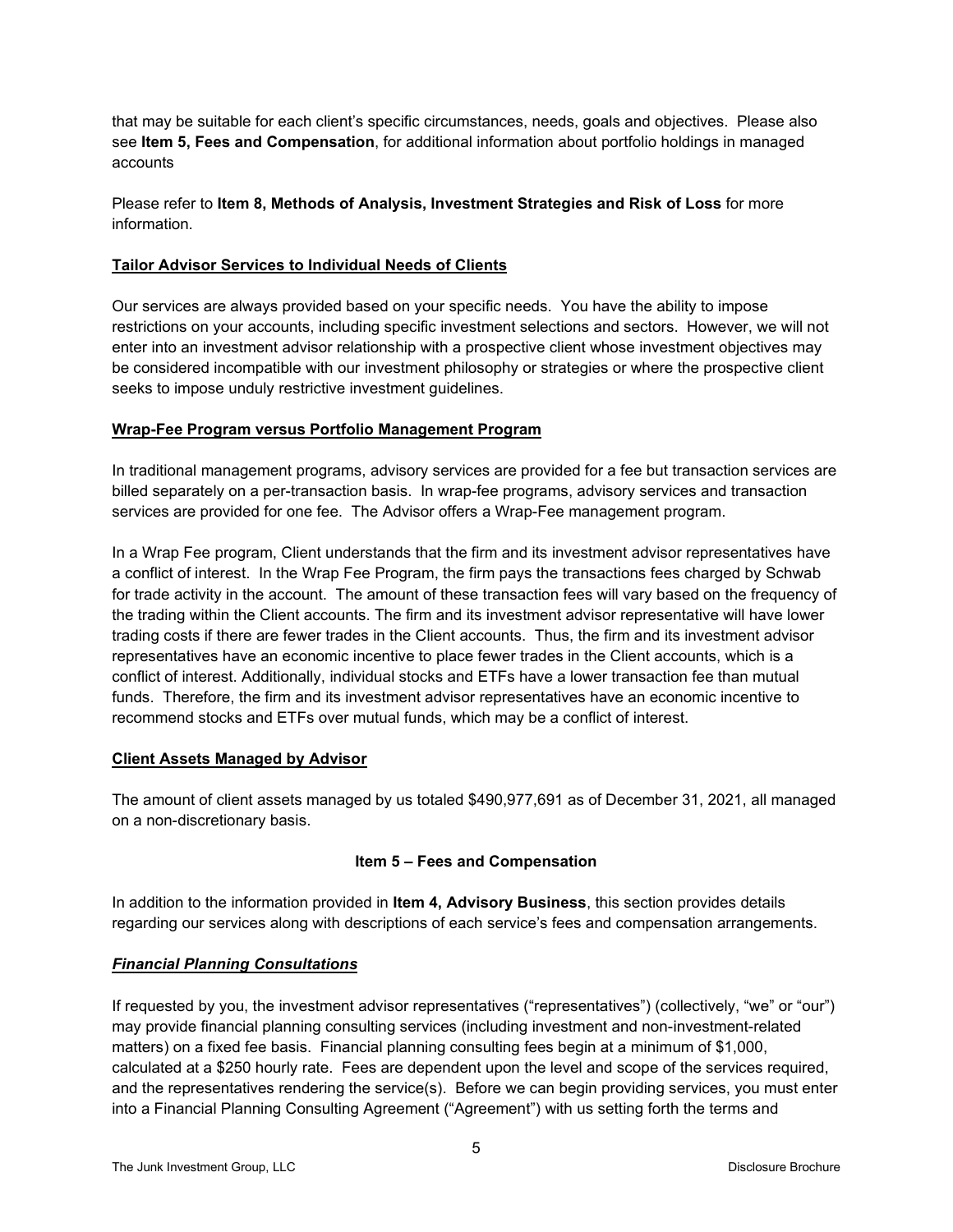that may be suitable for each client's specific circumstances, needs, goals and objectives. Please also see **Item 5, Fees and Compensation**, for additional information about portfolio holdings in managed accounts

Please refer to **Item 8, Methods of Analysis, Investment Strategies and Risk of Loss** for more information.

**Tailor Advisor Services to Individual Needs of Clients**

Our services are always provided based on your specific needs. You have the ability to impose restrictions on your accounts, including specific investment selections and sectors. However, we will not enter into an investment advisor relationship with a prospective client whose investment objectives may be considered incompatible with our investment philosophy or strategies or where the prospective client seeks to impose unduly restrictive investment guidelines.

**Wrap-Fee Program versus Portfolio Management Program**

In traditional management programs, advisory services are provided for a fee but transaction services are billed separately on a per-transaction basis. In wrap-fee programs, advisory services and transaction services are provided for one fee. The Advisor offers a Wrap-Fee management program.

In a Wrap Fee program, Client understands that the firm and its investment advisor representatives have a conflict of interest. In the Wrap Fee Program, the firm pays the transactions fees charged by Schwab for trade activity in the account. The amount of these transaction fees will vary based on the frequency of the trading within the Client accounts. The firm and its investment advisor representative will have lower trading costs if there are fewer trades in the Client accounts. Thus, the firm and its investment advisor representatives have an economic incentive to place fewer trades in the Client accounts, which is a conflict of interest. Additionally, individual stocks and ETFs have a lower transaction fee than mutual funds. Therefore, the firm and its investment advisor representatives have an economic incentive to recommend stocks and ETFs over mutual funds, which may be a conflict of interest.

**Client Assets Managed by Advisor**

The amount of client assets managed by us totaled $490,977,691 as of December 31, 2021, all managed on a non-discretionary basis.

## Item 5 – Fees and Compensation

In addition to the information provided in **Item 4, Advisory Business**, this section provides details regarding our services along with descriptions of each service's fees and compensation arrangements.

***Financial Planning Consultations***

If requested by you, the investment advisor representatives ("representatives") (collectively, "we" or "our") may provide financial planning consulting services (including investment and non-investment-related matters) on a fixed fee basis. Financial planning consulting fees begin at a minimum of $1,000, calculated at a $250 hourly rate. Fees are dependent upon the level and scope of the services required, and the representatives rendering the service(s). Before we can begin providing services, you must enter into a Financial Planning Consulting Agreement ("Agreement") with us setting forth the terms and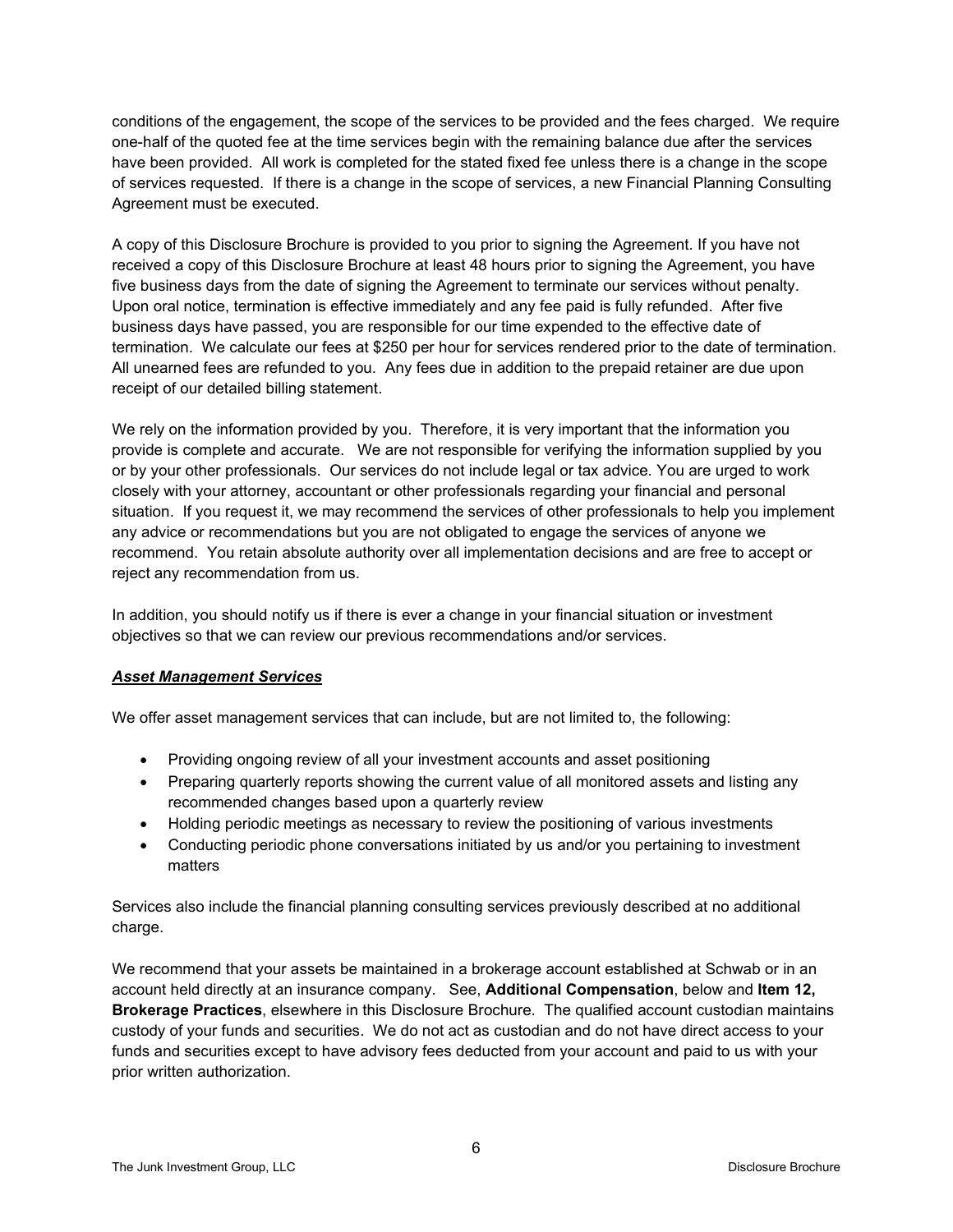conditions of the engagement, the scope of the services to be provided and the fees charged. We require one-half of the quoted fee at the time services begin with the remaining balance due after the services have been provided. All work is completed for the stated fixed fee unless there is a change in the scope of services requested. If there is a change in the scope of services, a new Financial Planning Consulting Agreement must be executed.

A copy of this Disclosure Brochure is provided to you prior to signing the Agreement. If you have not received a copy of this Disclosure Brochure at least 48 hours prior to signing the Agreement, you have five business days from the date of signing the Agreement to terminate our services without penalty. Upon oral notice, termination is effective immediately and any fee paid is fully refunded. After five business days have passed, you are responsible for our time expended to the effective date of termination. We calculate our fees at $250 per hour for services rendered prior to the date of termination. All unearned fees are refunded to you. Any fees due in addition to the prepaid retainer are due upon receipt of our detailed billing statement.

We rely on the information provided by you. Therefore, it is very important that the information you provide is complete and accurate. We are not responsible for verifying the information supplied by you or by your other professionals. Our services do not include legal or tax advice. You are urged to work closely with your attorney, accountant or other professionals regarding your financial and personal situation. If you request it, we may recommend the services of other professionals to help you implement any advice or recommendations but you are not obligated to engage the services of anyone we recommend. You retain absolute authority over all implementation decisions and are free to accept or reject any recommendation from us.

In addition, you should notify us if there is ever a change in your financial situation or investment objectives so that we can review our previous recommendations and/or services.

***Asset Management Services***

We offer asset management services that can include, but are not limited to, the following:

- Providing ongoing review of all your investment accounts and asset positioning
- Preparing quarterly reports showing the current value of all monitored assets and listing any recommended changes based upon a quarterly review
- Holding periodic meetings as necessary to review the positioning of various investments
- Conducting periodic phone conversations initiated by us and/or you pertaining to investment matters

Services also include the financial planning consulting services previously described at no additional charge.

We recommend that your assets be maintained in a brokerage account established at Schwab or in an account held directly at an insurance company. See, **Additional Compensation**, below and **Item 12, Brokerage Practices**, elsewhere in this Disclosure Brochure. The qualified account custodian maintains custody of your funds and securities. We do not act as custodian and do not have direct access to your funds and securities except to have advisory fees deducted from your account and paid to us with your prior written authorization.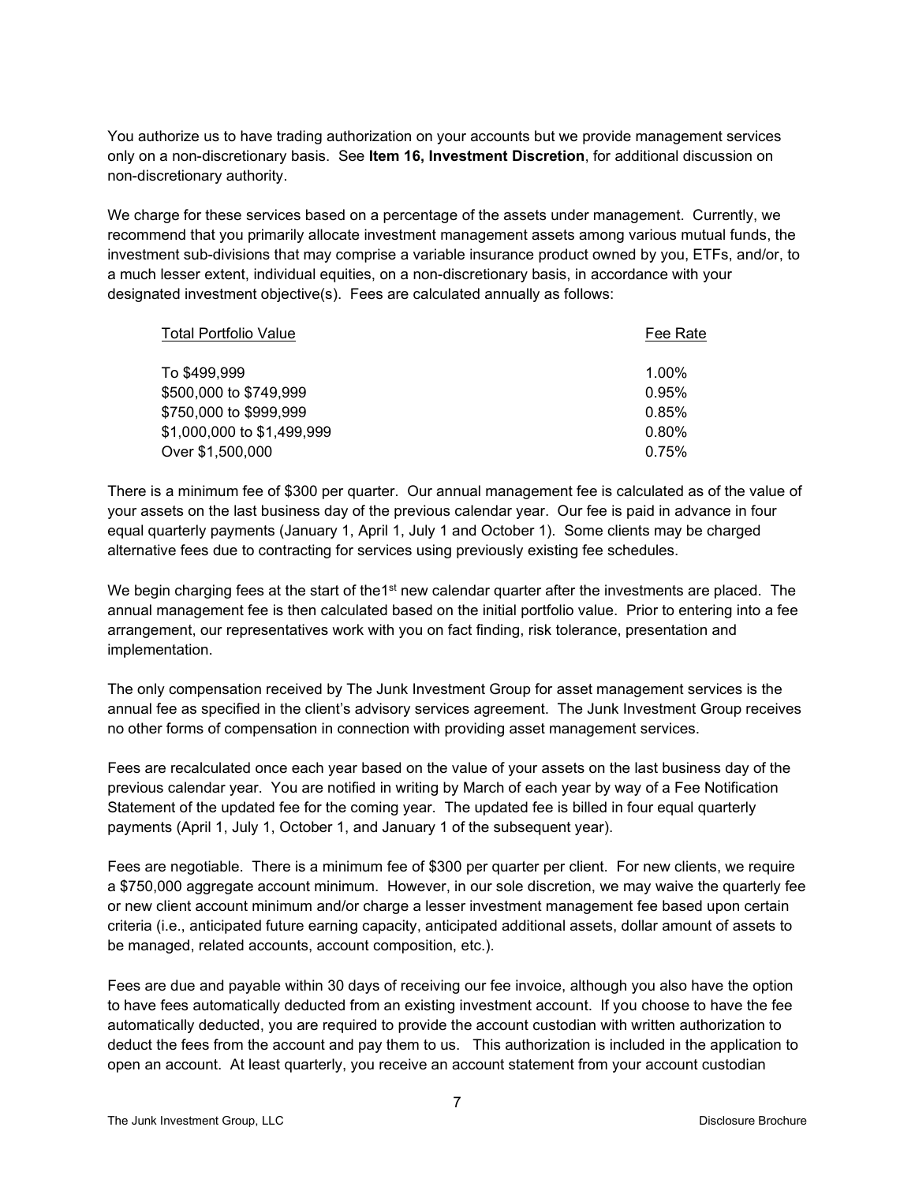You authorize us to have trading authorization on your accounts but we provide management services only on a non-discretionary basis. See **Item 16, Investment Discretion**, for additional discussion on non-discretionary authority.

We charge for these services based on a percentage of the assets under management. Currently, we recommend that you primarily allocate investment management assets among various mutual funds, the investment sub-divisions that may comprise a variable insurance product owned by you, ETFs, and/or, to a much lesser extent, individual equities, on a non-discretionary basis, in accordance with your designated investment objective(s). Fees are calculated annually as follows:

| Total Portfolio Value | Fee Rate |
| --- | --- |
| To $499,999 | 1.00% |
| $500,000 to $749,999 | 0.95% |
| $750,000 to $999,999 | 0.85% |
| $1,000,000 to $1,499,999 | 0.80% |
| Over $1,500,000 | 0.75% |

There is a minimum fee of $300 per quarter. Our annual management fee is calculated as of the value of your assets on the last business day of the previous calendar year. Our fee is paid in advance in four equal quarterly payments (January 1, April 1, July 1 and October 1). Some clients may be charged alternative fees due to contracting for services using previously existing fee schedules.

We begin charging fees at the start of the1st new calendar quarter after the investments are placed. The annual management fee is then calculated based on the initial portfolio value. Prior to entering into a fee arrangement, our representatives work with you on fact finding, risk tolerance, presentation and implementation.

The only compensation received by The Junk Investment Group for asset management services is the annual fee as specified in the client's advisory services agreement. The Junk Investment Group receives no other forms of compensation in connection with providing asset management services.

Fees are recalculated once each year based on the value of your assets on the last business day of the previous calendar year. You are notified in writing by March of each year by way of a Fee Notification Statement of the updated fee for the coming year. The updated fee is billed in four equal quarterly payments (April 1, July 1, October 1, and January 1 of the subsequent year).

Fees are negotiable. There is a minimum fee of $300 per quarter per client. For new clients, we require a $750,000 aggregate account minimum. However, in our sole discretion, we may waive the quarterly fee or new client account minimum and/or charge a lesser investment management fee based upon certain criteria (i.e., anticipated future earning capacity, anticipated additional assets, dollar amount of assets to be managed, related accounts, account composition, etc.).

Fees are due and payable within 30 days of receiving our fee invoice, although you also have the option to have fees automatically deducted from an existing investment account. If you choose to have the fee automatically deducted, you are required to provide the account custodian with written authorization to deduct the fees from the account and pay them to us. This authorization is included in the application to open an account. At least quarterly, you receive an account statement from your account custodian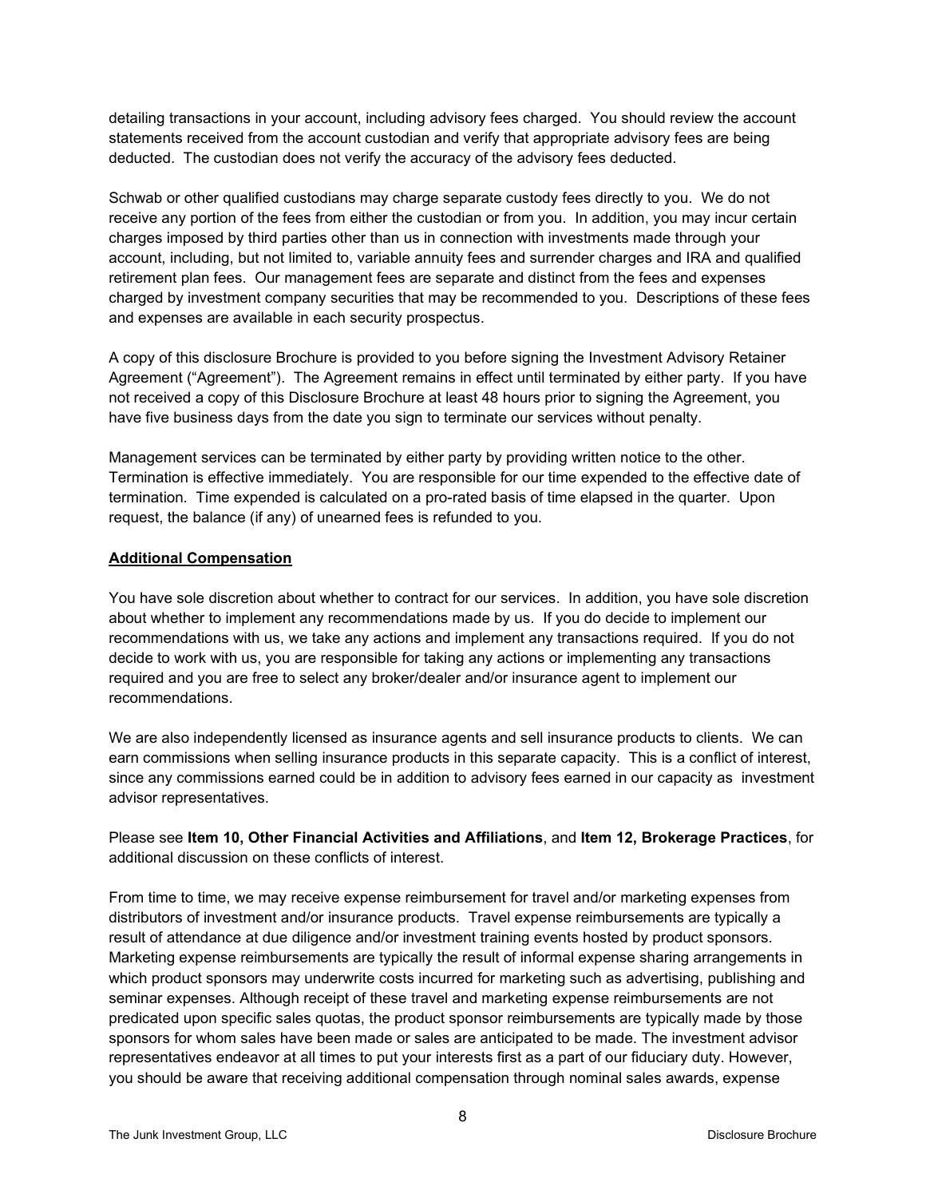detailing transactions in your account, including advisory fees charged. You should review the account statements received from the account custodian and verify that appropriate advisory fees are being deducted. The custodian does not verify the accuracy of the advisory fees deducted.

Schwab or other qualified custodians may charge separate custody fees directly to you. We do not receive any portion of the fees from either the custodian or from you. In addition, you may incur certain charges imposed by third parties other than us in connection with investments made through your account, including, but not limited to, variable annuity fees and surrender charges and IRA and qualified retirement plan fees. Our management fees are separate and distinct from the fees and expenses charged by investment company securities that may be recommended to you. Descriptions of these fees and expenses are available in each security prospectus.

A copy of this disclosure Brochure is provided to you before signing the Investment Advisory Retainer Agreement ("Agreement"). The Agreement remains in effect until terminated by either party. If you have not received a copy of this Disclosure Brochure at least 48 hours prior to signing the Agreement, you have five business days from the date you sign to terminate our services without penalty.

Management services can be terminated by either party by providing written notice to the other. Termination is effective immediately. You are responsible for our time expended to the effective date of termination. Time expended is calculated on a pro-rated basis of time elapsed in the quarter. Upon request, the balance (if any) of unearned fees is refunded to you.

**Additional Compensation**

You have sole discretion about whether to contract for our services. In addition, you have sole discretion about whether to implement any recommendations made by us. If you do decide to implement our recommendations with us, we take any actions and implement any transactions required. If you do not decide to work with us, you are responsible for taking any actions or implementing any transactions required and you are free to select any broker/dealer and/or insurance agent to implement our recommendations.

We are also independently licensed as insurance agents and sell insurance products to clients. We can earn commissions when selling insurance products in this separate capacity. This is a conflict of interest, since any commissions earned could be in addition to advisory fees earned in our capacity as investment advisor representatives.

Please see **Item 10, Other Financial Activities and Affiliations**, and **Item 12, Brokerage Practices**, for additional discussion on these conflicts of interest.

From time to time, we may receive expense reimbursement for travel and/or marketing expenses from distributors of investment and/or insurance products. Travel expense reimbursements are typically a result of attendance at due diligence and/or investment training events hosted by product sponsors. Marketing expense reimbursements are typically the result of informal expense sharing arrangements in which product sponsors may underwrite costs incurred for marketing such as advertising, publishing and seminar expenses. Although receipt of these travel and marketing expense reimbursements are not predicated upon specific sales quotas, the product sponsor reimbursements are typically made by those sponsors for whom sales have been made or sales are anticipated to be made. The investment advisor representatives endeavor at all times to put your interests first as a part of our fiduciary duty. However, you should be aware that receiving additional compensation through nominal sales awards, expense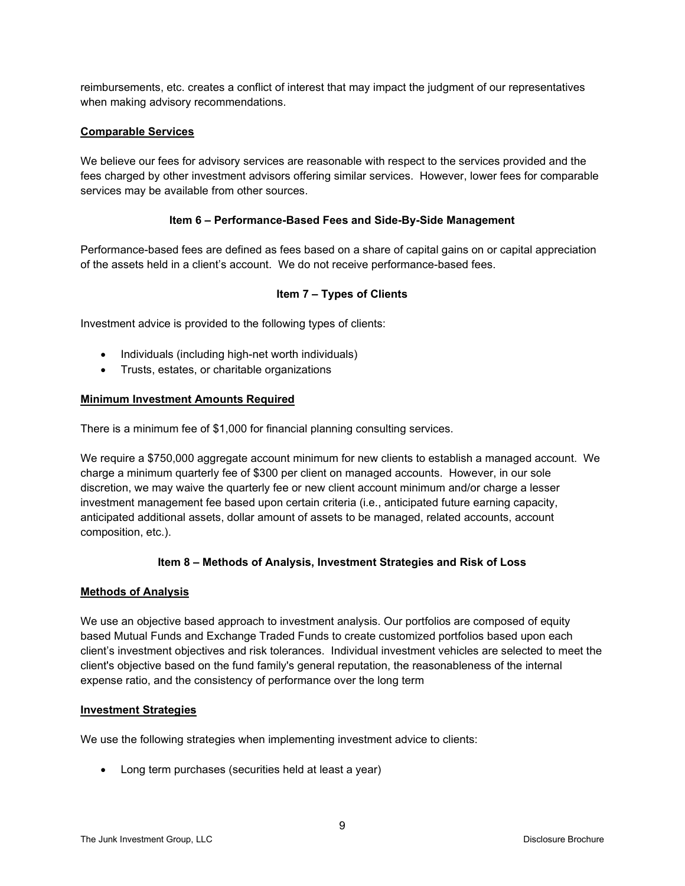reimbursements, etc. creates a conflict of interest that may impact the judgment of our representatives when making advisory recommendations.

**Comparable Services**

We believe our fees for advisory services are reasonable with respect to the services provided and the fees charged by other investment advisors offering similar services. However, lower fees for comparable services may be available from other sources.

## Item 6 – Performance-Based Fees and Side-By-Side Management

Performance-based fees are defined as fees based on a share of capital gains on or capital appreciation of the assets held in a client's account. We do not receive performance-based fees.

## Item 7 – Types of Clients

Investment advice is provided to the following types of clients:

- Individuals (including high-net worth individuals)
- Trusts, estates, or charitable organizations

**Minimum Investment Amounts Required**

There is a minimum fee of $1,000 for financial planning consulting services.

We require a $750,000 aggregate account minimum for new clients to establish a managed account. We charge a minimum quarterly fee of $300 per client on managed accounts. However, in our sole discretion, we may waive the quarterly fee or new client account minimum and/or charge a lesser investment management fee based upon certain criteria (i.e., anticipated future earning capacity, anticipated additional assets, dollar amount of assets to be managed, related accounts, account composition, etc.).

## Item 8 – Methods of Analysis, Investment Strategies and Risk of Loss

**Methods of Analysis**

We use an objective based approach to investment analysis. Our portfolios are composed of equity based Mutual Funds and Exchange Traded Funds to create customized portfolios based upon each client's investment objectives and risk tolerances. Individual investment vehicles are selected to meet the client's objective based on the fund family's general reputation, the reasonableness of the internal expense ratio, and the consistency of performance over the long term

**Investment Strategies**

We use the following strategies when implementing investment advice to clients:

- Long term purchases (securities held at least a year)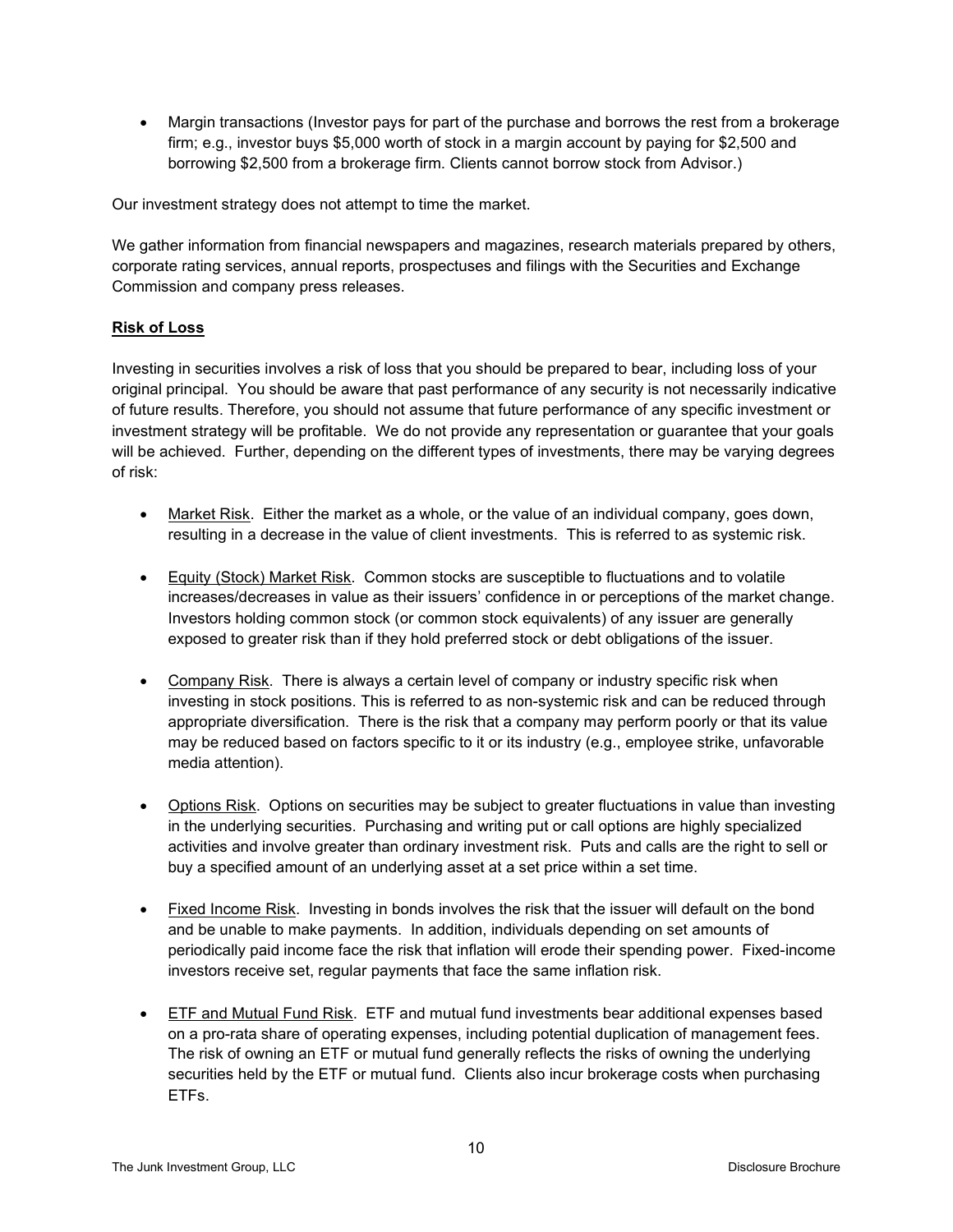- Margin transactions (Investor pays for part of the purchase and borrows the rest from a brokerage firm; e.g., investor buys $5,000 worth of stock in a margin account by paying for $2,500 and borrowing $2,500 from a brokerage firm. Clients cannot borrow stock from Advisor.)

Our investment strategy does not attempt to time the market.

We gather information from financial newspapers and magazines, research materials prepared by others, corporate rating services, annual reports, prospectuses and filings with the Securities and Exchange Commission and company press releases.

**Risk of Loss**

Investing in securities involves a risk of loss that you should be prepared to bear, including loss of your original principal. You should be aware that past performance of any security is not necessarily indicative of future results. Therefore, you should not assume that future performance of any specific investment or investment strategy will be profitable. We do not provide any representation or guarantee that your goals will be achieved. Further, depending on the different types of investments, there may be varying degrees of risk:

- Market Risk. Either the market as a whole, or the value of an individual company, goes down, resulting in a decrease in the value of client investments. This is referred to as systemic risk.

- Equity (Stock) Market Risk. Common stocks are susceptible to fluctuations and to volatile increases/decreases in value as their issuers' confidence in or perceptions of the market change. Investors holding common stock (or common stock equivalents) of any issuer are generally exposed to greater risk than if they hold preferred stock or debt obligations of the issuer.

- Company Risk. There is always a certain level of company or industry specific risk when investing in stock positions. This is referred to as non-systemic risk and can be reduced through appropriate diversification. There is the risk that a company may perform poorly or that its value may be reduced based on factors specific to it or its industry (e.g., employee strike, unfavorable media attention).

- Options Risk. Options on securities may be subject to greater fluctuations in value than investing in the underlying securities. Purchasing and writing put or call options are highly specialized activities and involve greater than ordinary investment risk. Puts and calls are the right to sell or buy a specified amount of an underlying asset at a set price within a set time.

- Fixed Income Risk. Investing in bonds involves the risk that the issuer will default on the bond and be unable to make payments. In addition, individuals depending on set amounts of periodically paid income face the risk that inflation will erode their spending power. Fixed-income investors receive set, regular payments that face the same inflation risk.

- ETF and Mutual Fund Risk. ETF and mutual fund investments bear additional expenses based on a pro-rata share of operating expenses, including potential duplication of management fees. The risk of owning an ETF or mutual fund generally reflects the risks of owning the underlying securities held by the ETF or mutual fund. Clients also incur brokerage costs when purchasing ETFs.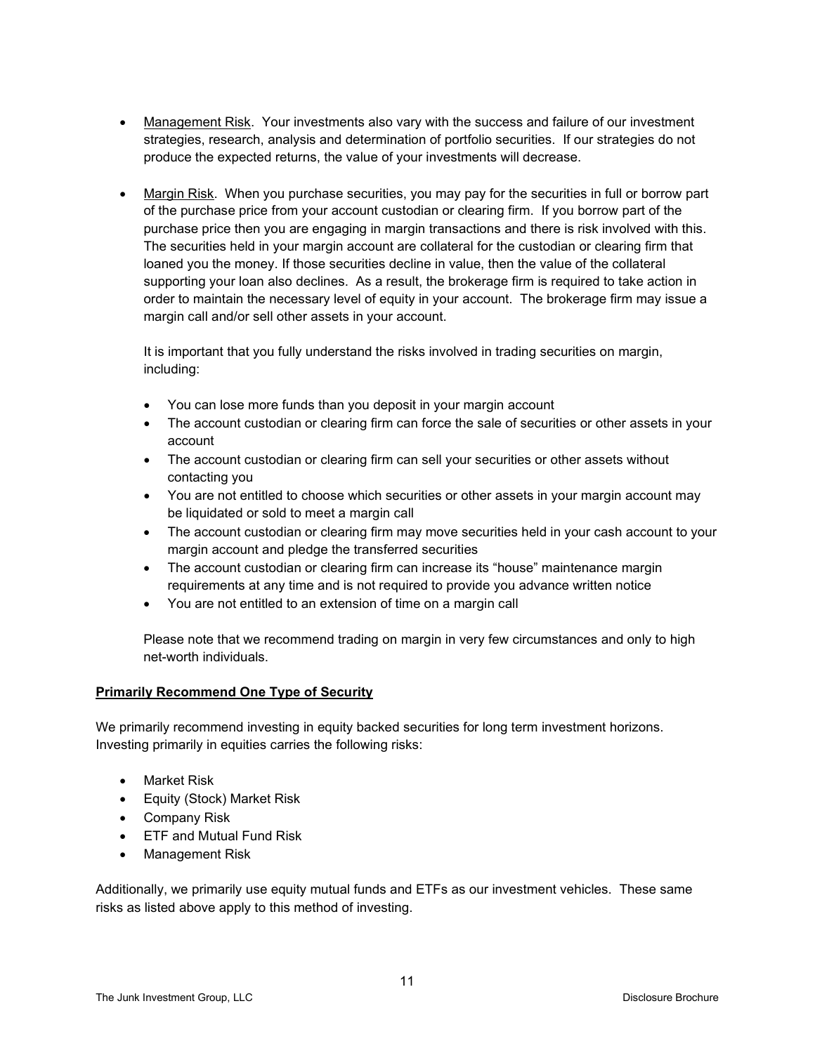- Management Risk. Your investments also vary with the success and failure of our investment strategies, research, analysis and determination of portfolio securities. If our strategies do not produce the expected returns, the value of your investments will decrease.

- Margin Risk. When you purchase securities, you may pay for the securities in full or borrow part of the purchase price from your account custodian or clearing firm. If you borrow part of the purchase price then you are engaging in margin transactions and there is risk involved with this. The securities held in your margin account are collateral for the custodian or clearing firm that loaned you the money. If those securities decline in value, then the value of the collateral supporting your loan also declines. As a result, the brokerage firm is required to take action in order to maintain the necessary level of equity in your account. The brokerage firm may issue a margin call and/or sell other assets in your account.

  It is important that you fully understand the risks involved in trading securities on margin, including:

  - You can lose more funds than you deposit in your margin account
  - The account custodian or clearing firm can force the sale of securities or other assets in your account
  - The account custodian or clearing firm can sell your securities or other assets without contacting you
  - You are not entitled to choose which securities or other assets in your margin account may be liquidated or sold to meet a margin call
  - The account custodian or clearing firm may move securities held in your cash account to your margin account and pledge the transferred securities
  - The account custodian or clearing firm can increase its "house" maintenance margin requirements at any time and is not required to provide you advance written notice
  - You are not entitled to an extension of time on a margin call

  Please note that we recommend trading on margin in very few circumstances and only to high net-worth individuals.

**Primarily Recommend One Type of Security**

We primarily recommend investing in equity backed securities for long term investment horizons. Investing primarily in equities carries the following risks:

- Market Risk
- Equity (Stock) Market Risk
- Company Risk
- ETF and Mutual Fund Risk
- Management Risk

Additionally, we primarily use equity mutual funds and ETFs as our investment vehicles. These same risks as listed above apply to this method of investing.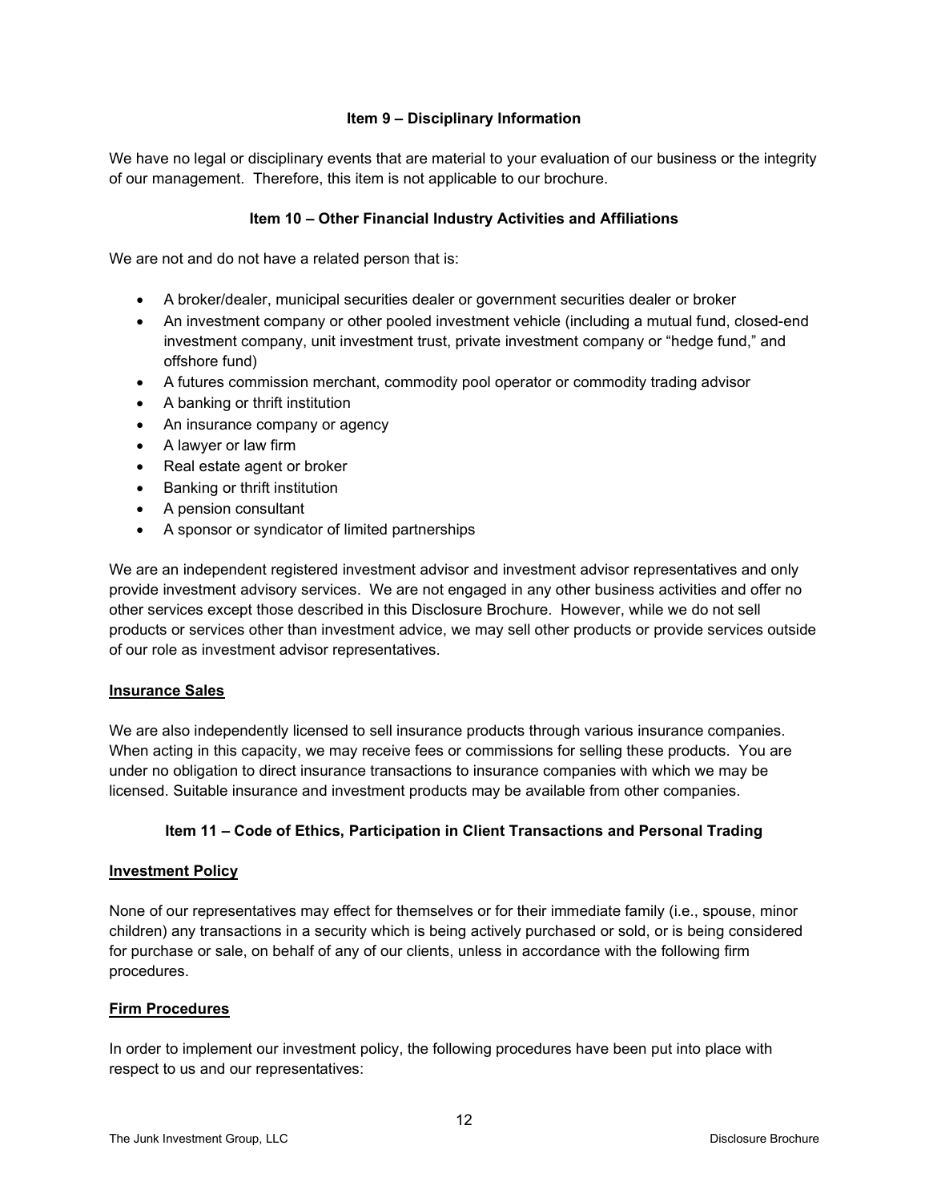## Item 9 – Disciplinary Information

We have no legal or disciplinary events that are material to your evaluation of our business or the integrity of our management. Therefore, this item is not applicable to our brochure.

## Item 10 – Other Financial Industry Activities and Affiliations

We are not and do not have a related person that is:

- A broker/dealer, municipal securities dealer or government securities dealer or broker
- An investment company or other pooled investment vehicle (including a mutual fund, closed-end investment company, unit investment trust, private investment company or "hedge fund," and offshore fund)
- A futures commission merchant, commodity pool operator or commodity trading advisor
- A banking or thrift institution
- An insurance company or agency
- A lawyer or law firm
- Real estate agent or broker
- Banking or thrift institution
- A pension consultant
- A sponsor or syndicator of limited partnerships

We are an independent registered investment advisor and investment advisor representatives and only provide investment advisory services. We are not engaged in any other business activities and offer no other services except those described in this Disclosure Brochure. However, while we do not sell products or services other than investment advice, we may sell other products or provide services outside of our role as investment advisor representatives.

**Insurance Sales**

We are also independently licensed to sell insurance products through various insurance companies. When acting in this capacity, we may receive fees or commissions for selling these products. You are under no obligation to direct insurance transactions to insurance companies with which we may be licensed. Suitable insurance and investment products may be available from other companies.

## Item 11 – Code of Ethics, Participation in Client Transactions and Personal Trading

**Investment Policy**

None of our representatives may effect for themselves or for their immediate family (i.e., spouse, minor children) any transactions in a security which is being actively purchased or sold, or is being considered for purchase or sale, on behalf of any of our clients, unless in accordance with the following firm procedures.

**Firm Procedures**

In order to implement our investment policy, the following procedures have been put into place with respect to us and our representatives: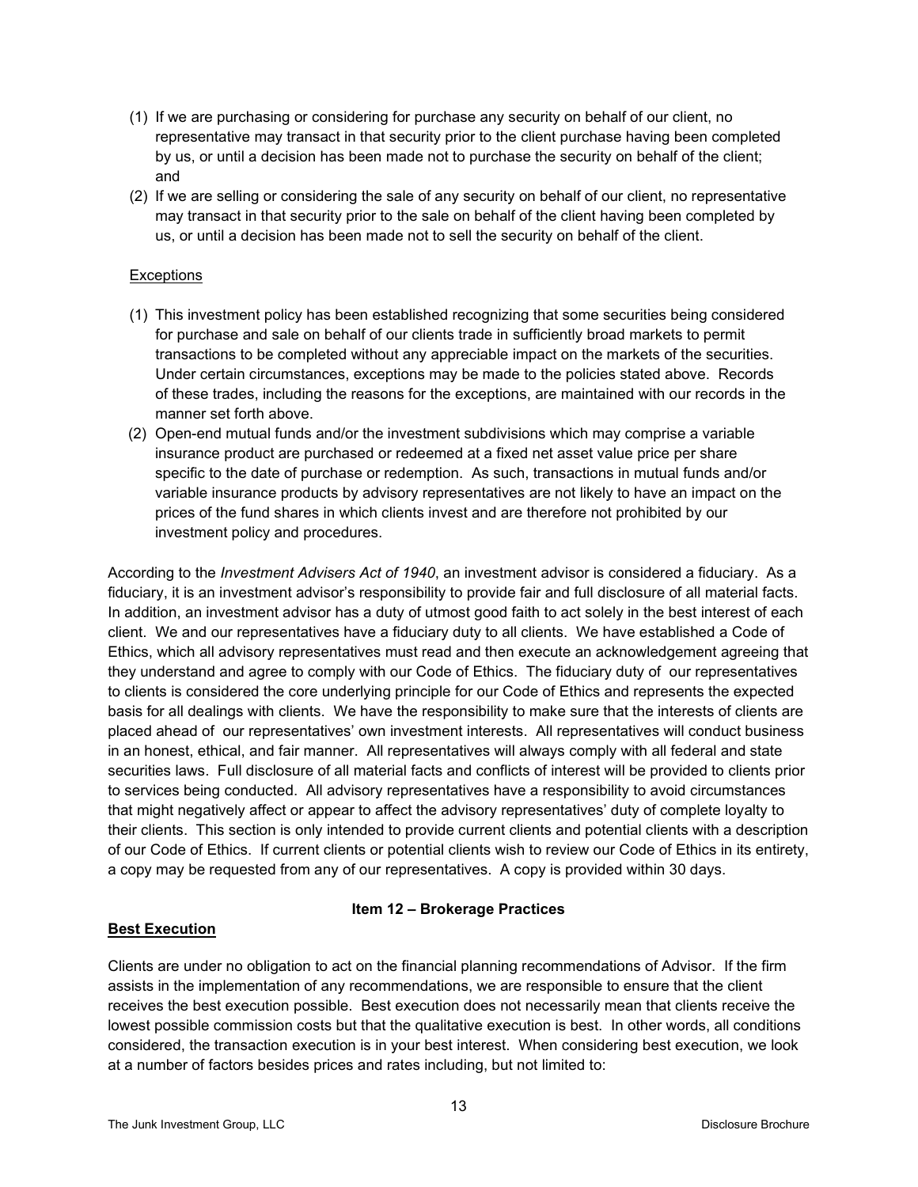(1) If we are purchasing or considering for purchase any security on behalf of our client, no representative may transact in that security prior to the client purchase having been completed by us, or until a decision has been made not to purchase the security on behalf of the client; and

(2) If we are selling or considering the sale of any security on behalf of our client, no representative may transact in that security prior to the sale on behalf of the client having been completed by us, or until a decision has been made not to sell the security on behalf of the client.

<u>Exceptions</u>

(1) This investment policy has been established recognizing that some securities being considered for purchase and sale on behalf of our clients trade in sufficiently broad markets to permit transactions to be completed without any appreciable impact on the markets of the securities. Under certain circumstances, exceptions may be made to the policies stated above. Records of these trades, including the reasons for the exceptions, are maintained with our records in the manner set forth above.

(2) Open-end mutual funds and/or the investment subdivisions which may comprise a variable insurance product are purchased or redeemed at a fixed net asset value price per share specific to the date of purchase or redemption. As such, transactions in mutual funds and/or variable insurance products by advisory representatives are not likely to have an impact on the prices of the fund shares in which clients invest and are therefore not prohibited by our investment policy and procedures.

According to the *Investment Advisers Act of 1940*, an investment advisor is considered a fiduciary. As a fiduciary, it is an investment advisor's responsibility to provide fair and full disclosure of all material facts. In addition, an investment advisor has a duty of utmost good faith to act solely in the best interest of each client. We and our representatives have a fiduciary duty to all clients. We have established a Code of Ethics, which all advisory representatives must read and then execute an acknowledgement agreeing that they understand and agree to comply with our Code of Ethics. The fiduciary duty of our representatives to clients is considered the core underlying principle for our Code of Ethics and represents the expected basis for all dealings with clients. We have the responsibility to make sure that the interests of clients are placed ahead of our representatives' own investment interests. All representatives will conduct business in an honest, ethical, and fair manner. All representatives will always comply with all federal and state securities laws. Full disclosure of all material facts and conflicts of interest will be provided to clients prior to services being conducted. All advisory representatives have a responsibility to avoid circumstances that might negatively affect or appear to affect the advisory representatives' duty of complete loyalty to their clients. This section is only intended to provide current clients and potential clients with a description of our Code of Ethics. If current clients or potential clients wish to review our Code of Ethics in its entirety, a copy may be requested from any of our representatives. A copy is provided within 30 days.

## Item 12 – Brokerage Practices

### <u>Best Execution</u>

Clients are under no obligation to act on the financial planning recommendations of Advisor. If the firm assists in the implementation of any recommendations, we are responsible to ensure that the client receives the best execution possible. Best execution does not necessarily mean that clients receive the lowest possible commission costs but that the qualitative execution is best. In other words, all conditions considered, the transaction execution is in your best interest. When considering best execution, we look at a number of factors besides prices and rates including, but not limited to: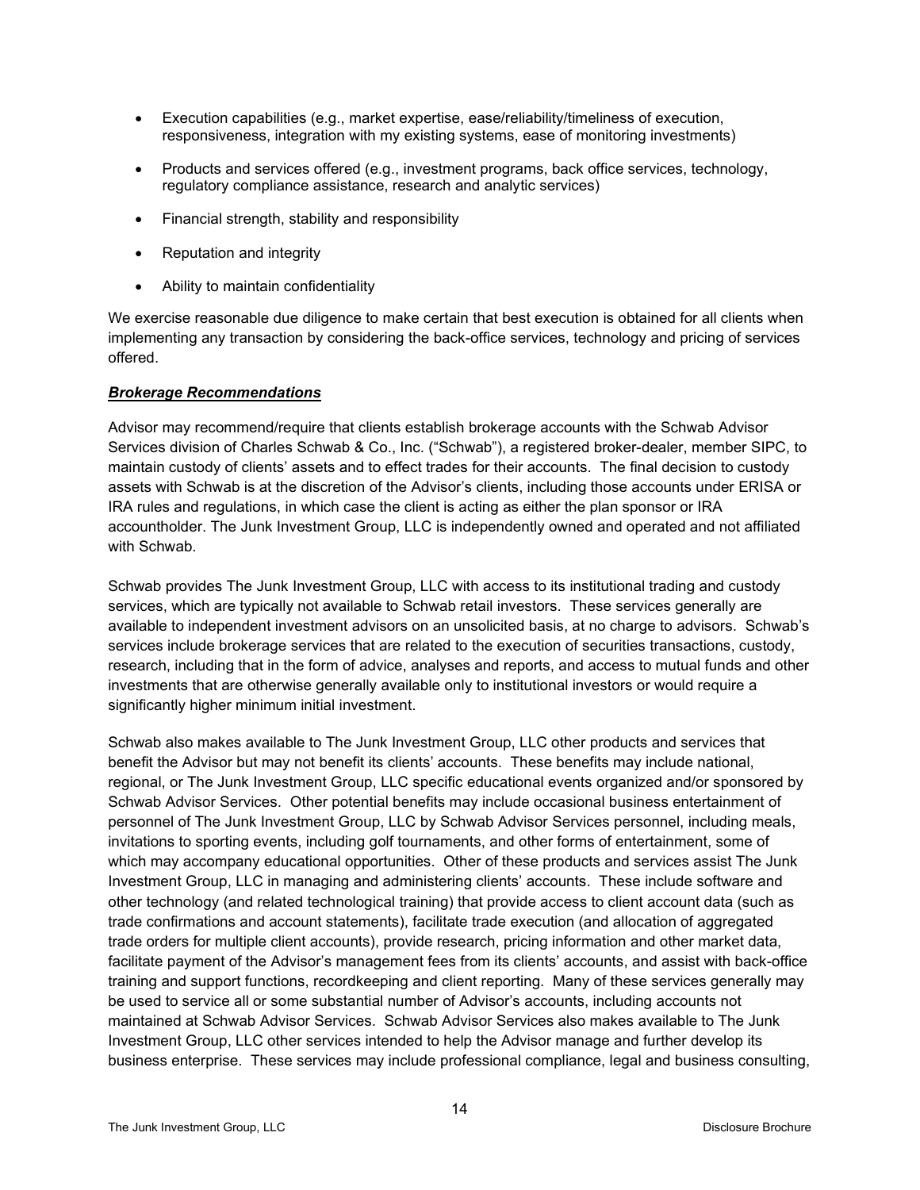- Execution capabilities (e.g., market expertise, ease/reliability/timeliness of execution, responsiveness, integration with my existing systems, ease of monitoring investments)
- Products and services offered (e.g., investment programs, back office services, technology, regulatory compliance assistance, research and analytic services)
- Financial strength, stability and responsibility
- Reputation and integrity
- Ability to maintain confidentiality

We exercise reasonable due diligence to make certain that best execution is obtained for all clients when implementing any transaction by considering the back-office services, technology and pricing of services offered.

***Brokerage Recommendations***

Advisor may recommend/require that clients establish brokerage accounts with the Schwab Advisor Services division of Charles Schwab & Co., Inc. ("Schwab"), a registered broker-dealer, member SIPC, to maintain custody of clients' assets and to effect trades for their accounts. The final decision to custody assets with Schwab is at the discretion of the Advisor's clients, including those accounts under ERISA or IRA rules and regulations, in which case the client is acting as either the plan sponsor or IRA accountholder. The Junk Investment Group, LLC is independently owned and operated and not affiliated with Schwab.

Schwab provides The Junk Investment Group, LLC with access to its institutional trading and custody services, which are typically not available to Schwab retail investors. These services generally are available to independent investment advisors on an unsolicited basis, at no charge to advisors. Schwab's services include brokerage services that are related to the execution of securities transactions, custody, research, including that in the form of advice, analyses and reports, and access to mutual funds and other investments that are otherwise generally available only to institutional investors or would require a significantly higher minimum initial investment.

Schwab also makes available to The Junk Investment Group, LLC other products and services that benefit the Advisor but may not benefit its clients' accounts. These benefits may include national, regional, or The Junk Investment Group, LLC specific educational events organized and/or sponsored by Schwab Advisor Services. Other potential benefits may include occasional business entertainment of personnel of The Junk Investment Group, LLC by Schwab Advisor Services personnel, including meals, invitations to sporting events, including golf tournaments, and other forms of entertainment, some of which may accompany educational opportunities. Other of these products and services assist The Junk Investment Group, LLC in managing and administering clients' accounts. These include software and other technology (and related technological training) that provide access to client account data (such as trade confirmations and account statements), facilitate trade execution (and allocation of aggregated trade orders for multiple client accounts), provide research, pricing information and other market data, facilitate payment of the Advisor's management fees from its clients' accounts, and assist with back-office training and support functions, recordkeeping and client reporting. Many of these services generally may be used to service all or some substantial number of Advisor's accounts, including accounts not maintained at Schwab Advisor Services. Schwab Advisor Services also makes available to The Junk Investment Group, LLC other services intended to help the Advisor manage and further develop its business enterprise. These services may include professional compliance, legal and business consulting,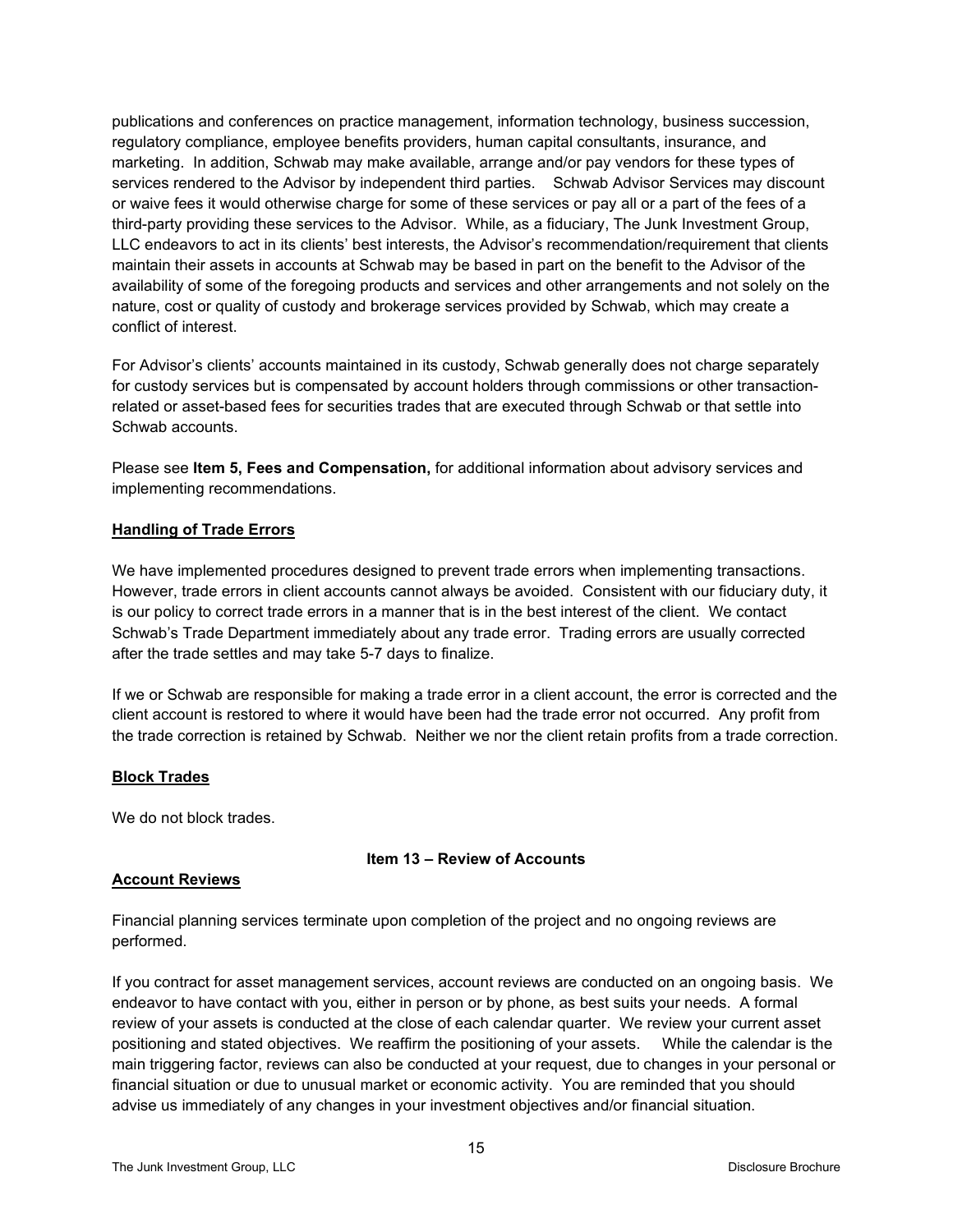publications and conferences on practice management, information technology, business succession, regulatory compliance, employee benefits providers, human capital consultants, insurance, and marketing. In addition, Schwab may make available, arrange and/or pay vendors for these types of services rendered to the Advisor by independent third parties. Schwab Advisor Services may discount or waive fees it would otherwise charge for some of these services or pay all or a part of the fees of a third-party providing these services to the Advisor. While, as a fiduciary, The Junk Investment Group, LLC endeavors to act in its clients' best interests, the Advisor's recommendation/requirement that clients maintain their assets in accounts at Schwab may be based in part on the benefit to the Advisor of the availability of some of the foregoing products and services and other arrangements and not solely on the nature, cost or quality of custody and brokerage services provided by Schwab, which may create a conflict of interest.

For Advisor's clients' accounts maintained in its custody, Schwab generally does not charge separately for custody services but is compensated by account holders through commissions or other transaction-related or asset-based fees for securities trades that are executed through Schwab or that settle into Schwab accounts.

Please see **Item 5, Fees and Compensation,** for additional information about advisory services and implementing recommendations.

**Handling of Trade Errors**

We have implemented procedures designed to prevent trade errors when implementing transactions. However, trade errors in client accounts cannot always be avoided. Consistent with our fiduciary duty, it is our policy to correct trade errors in a manner that is in the best interest of the client. We contact Schwab's Trade Department immediately about any trade error. Trading errors are usually corrected after the trade settles and may take 5-7 days to finalize.

If we or Schwab are responsible for making a trade error in a client account, the error is corrected and the client account is restored to where it would have been had the trade error not occurred. Any profit from the trade correction is retained by Schwab. Neither we nor the client retain profits from a trade correction.

**Block Trades**

We do not block trades.

## Item 13 – Review of Accounts

**Account Reviews**

Financial planning services terminate upon completion of the project and no ongoing reviews are performed.

If you contract for asset management services, account reviews are conducted on an ongoing basis. We endeavor to have contact with you, either in person or by phone, as best suits your needs. A formal review of your assets is conducted at the close of each calendar quarter. We review your current asset positioning and stated objectives. We reaffirm the positioning of your assets. While the calendar is the main triggering factor, reviews can also be conducted at your request, due to changes in your personal or financial situation or due to unusual market or economic activity. You are reminded that you should advise us immediately of any changes in your investment objectives and/or financial situation.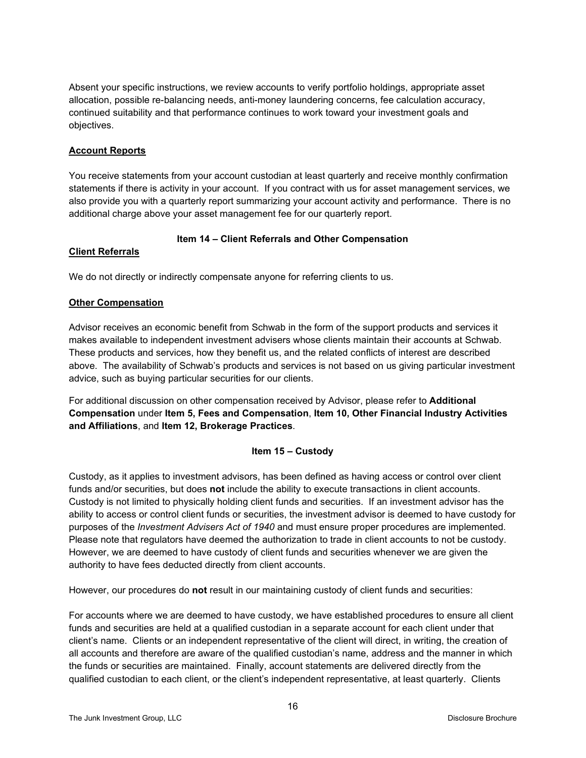Absent your specific instructions, we review accounts to verify portfolio holdings, appropriate asset allocation, possible re-balancing needs, anti-money laundering concerns, fee calculation accuracy, continued suitability and that performance continues to work toward your investment goals and objectives.

**Account Reports**

You receive statements from your account custodian at least quarterly and receive monthly confirmation statements if there is activity in your account. If you contract with us for asset management services, we also provide you with a quarterly report summarizing your account activity and performance. There is no additional charge above your asset management fee for our quarterly report.

## Item 14 – Client Referrals and Other Compensation

**Client Referrals**

We do not directly or indirectly compensate anyone for referring clients to us.

**Other Compensation**

Advisor receives an economic benefit from Schwab in the form of the support products and services it makes available to independent investment advisers whose clients maintain their accounts at Schwab. These products and services, how they benefit us, and the related conflicts of interest are described above. The availability of Schwab's products and services is not based on us giving particular investment advice, such as buying particular securities for our clients.

For additional discussion on other compensation received by Advisor, please refer to **Additional Compensation** under **Item 5, Fees and Compensation**, **Item 10, Other Financial Industry Activities and Affiliations**, and **Item 12, Brokerage Practices**.

## Item 15 – Custody

Custody, as it applies to investment advisors, has been defined as having access or control over client funds and/or securities, but does **not** include the ability to execute transactions in client accounts. Custody is not limited to physically holding client funds and securities. If an investment advisor has the ability to access or control client funds or securities, the investment advisor is deemed to have custody for purposes of the *Investment Advisers Act of 1940* and must ensure proper procedures are implemented. Please note that regulators have deemed the authorization to trade in client accounts to not be custody. However, we are deemed to have custody of client funds and securities whenever we are given the authority to have fees deducted directly from client accounts.

However, our procedures do **not** result in our maintaining custody of client funds and securities:

For accounts where we are deemed to have custody, we have established procedures to ensure all client funds and securities are held at a qualified custodian in a separate account for each client under that client's name. Clients or an independent representative of the client will direct, in writing, the creation of all accounts and therefore are aware of the qualified custodian's name, address and the manner in which the funds or securities are maintained. Finally, account statements are delivered directly from the qualified custodian to each client, or the client's independent representative, at least quarterly. Clients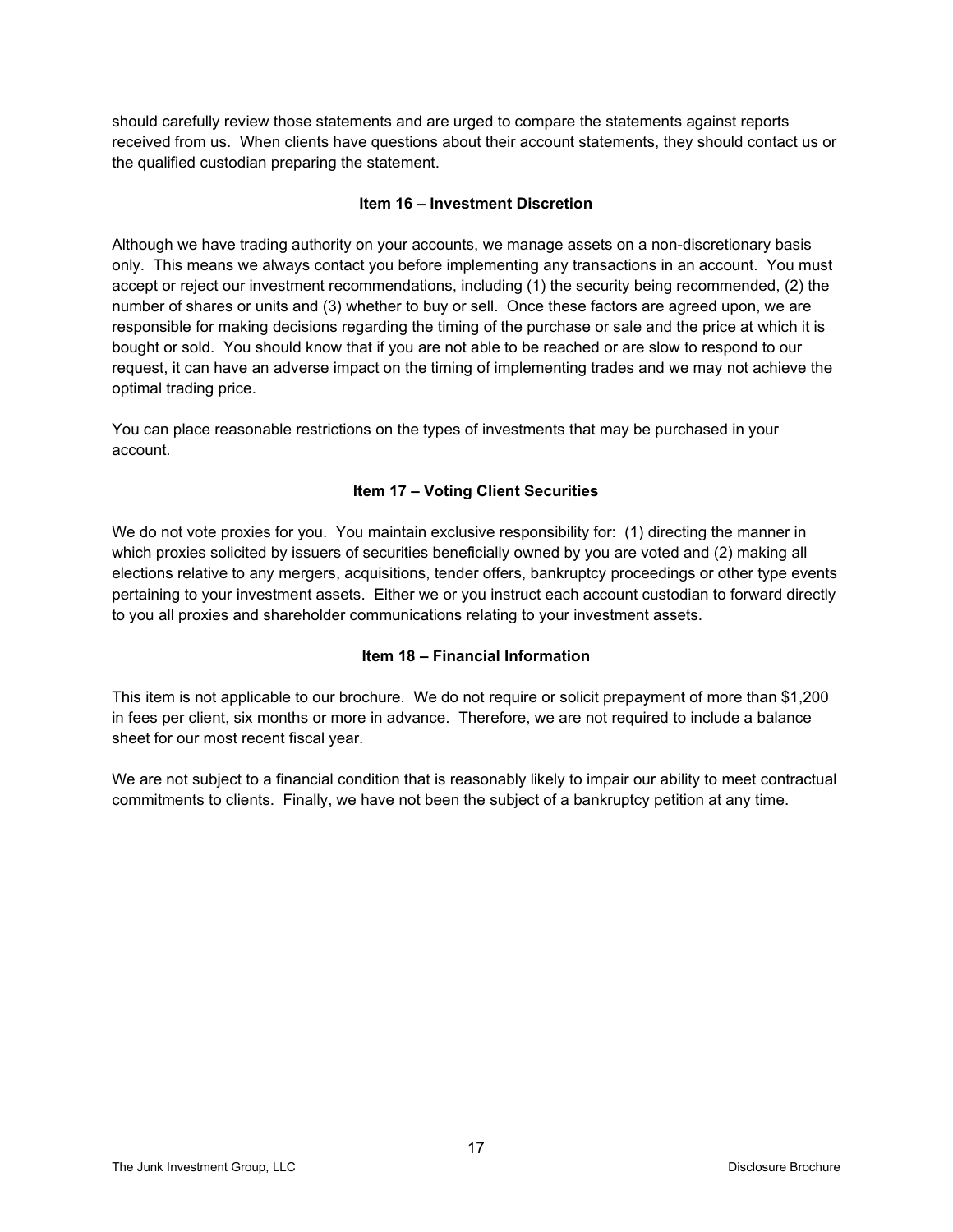should carefully review those statements and are urged to compare the statements against reports received from us. When clients have questions about their account statements, they should contact us or the qualified custodian preparing the statement.

## Item 16 – Investment Discretion

Although we have trading authority on your accounts, we manage assets on a non-discretionary basis only. This means we always contact you before implementing any transactions in an account. You must accept or reject our investment recommendations, including (1) the security being recommended, (2) the number of shares or units and (3) whether to buy or sell. Once these factors are agreed upon, we are responsible for making decisions regarding the timing of the purchase or sale and the price at which it is bought or sold. You should know that if you are not able to be reached or are slow to respond to our request, it can have an adverse impact on the timing of implementing trades and we may not achieve the optimal trading price.

You can place reasonable restrictions on the types of investments that may be purchased in your account.

## Item 17 – Voting Client Securities

We do not vote proxies for you. You maintain exclusive responsibility for: (1) directing the manner in which proxies solicited by issuers of securities beneficially owned by you are voted and (2) making all elections relative to any mergers, acquisitions, tender offers, bankruptcy proceedings or other type events pertaining to your investment assets. Either we or you instruct each account custodian to forward directly to you all proxies and shareholder communications relating to your investment assets.

## Item 18 – Financial Information

This item is not applicable to our brochure. We do not require or solicit prepayment of more than $1,200 in fees per client, six months or more in advance. Therefore, we are not required to include a balance sheet for our most recent fiscal year.

We are not subject to a financial condition that is reasonably likely to impair our ability to meet contractual commitments to clients. Finally, we have not been the subject of a bankruptcy petition at any time.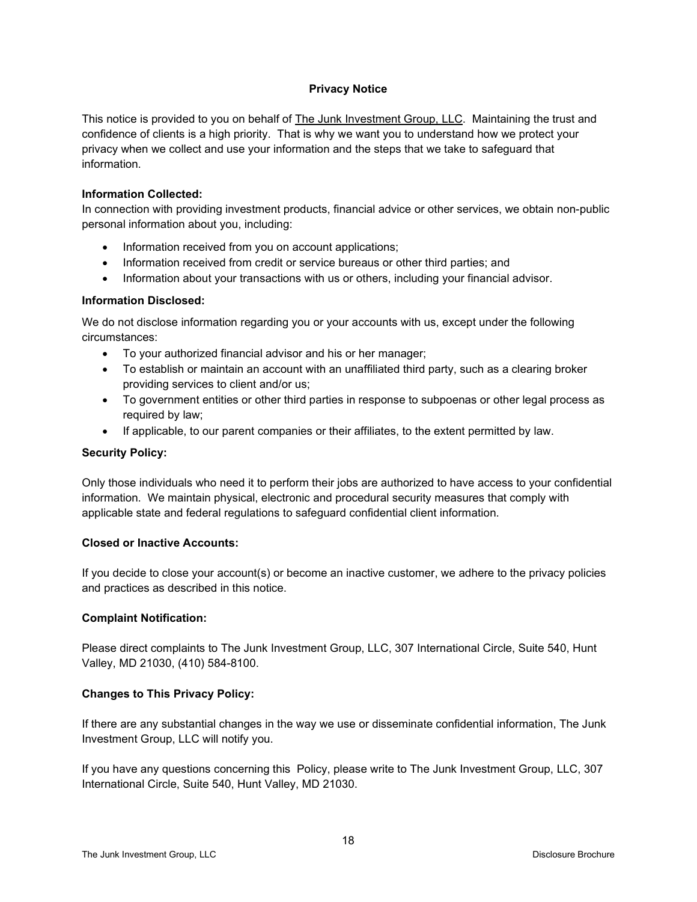## Privacy Notice

This notice is provided to you on behalf of The Junk Investment Group, LLC. Maintaining the trust and confidence of clients is a high priority. That is why we want you to understand how we protect your privacy when we collect and use your information and the steps that we take to safeguard that information.

**Information Collected:**

In connection with providing investment products, financial advice or other services, we obtain non-public personal information about you, including:

- Information received from you on account applications;
- Information received from credit or service bureaus or other third parties; and
- Information about your transactions with us or others, including your financial advisor.

**Information Disclosed:**

We do not disclose information regarding you or your accounts with us, except under the following circumstances:

- To your authorized financial advisor and his or her manager;
- To establish or maintain an account with an unaffiliated third party, such as a clearing broker providing services to client and/or us;
- To government entities or other third parties in response to subpoenas or other legal process as required by law;
- If applicable, to our parent companies or their affiliates, to the extent permitted by law.

**Security Policy:**

Only those individuals who need it to perform their jobs are authorized to have access to your confidential information. We maintain physical, electronic and procedural security measures that comply with applicable state and federal regulations to safeguard confidential client information.

**Closed or Inactive Accounts:**

If you decide to close your account(s) or become an inactive customer, we adhere to the privacy policies and practices as described in this notice.

**Complaint Notification:**

Please direct complaints to The Junk Investment Group, LLC, 307 International Circle, Suite 540, Hunt Valley, MD 21030, (410) 584-8100.

**Changes to This Privacy Policy:**

If there are any substantial changes in the way we use or disseminate confidential information, The Junk Investment Group, LLC will notify you.

If you have any questions concerning this Policy, please write to The Junk Investment Group, LLC, 307 International Circle, Suite 540, Hunt Valley, MD 21030.